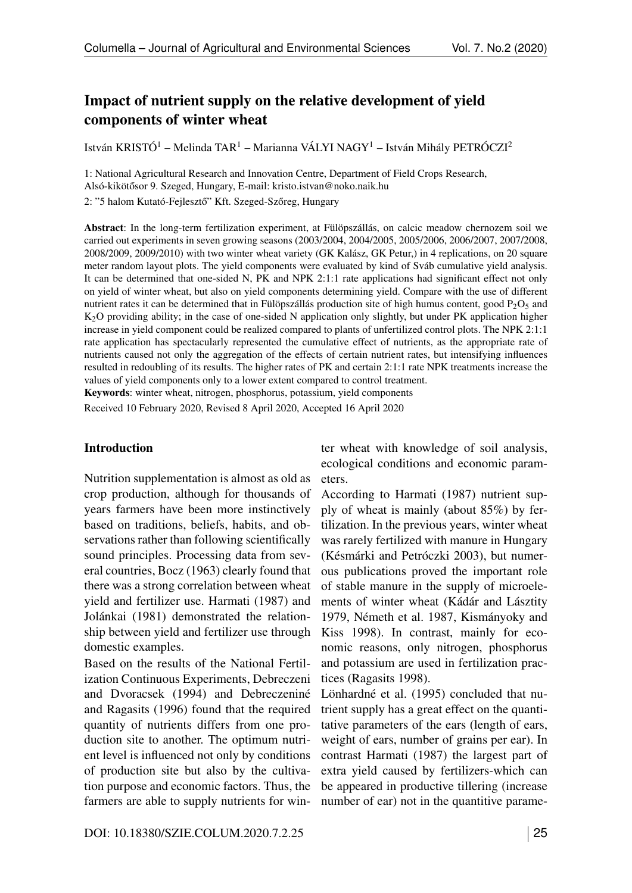# Impact of nutrient supply on the relative development of yield components of winter wheat

István KRISTÓ[1] – Melinda TAR[1] – Marianna VÁLYI NAGY[1] – István Mihály PETRÓCZI[2]

1: National Agricultural Research and Innovation Centre, Department of Field Crops Research, Alsó-kikötősor 9. Szeged, Hungary, E-mail: kristo.istvan@noko.naik.hu

2: "5 halom Kutató-Fejlesztő" Kft. Szeged-Szőreg, Hungary

**Abstract**: In the long-term fertilization experiment, at Fülöpszállás, on calcic meadow chernozem soil we carried out experiments in seven growing seasons (2003/2004, 2004/2005, 2005/2006, 2006/2007, 2007/2008, 2008/2009, 2009/2010) with two winter wheat variety (GK Kalász, GK Petur,) in 4 replications, on 20 square meter random layout plots. The yield components were evaluated by kind of Sváb cumulative yield analysis. It can be determined that one-sided N, PK and NPK 2:1:1 rate applications had significant effect not only on yield of winter wheat, but also on yield components determining yield. Compare with the use of different nutrient rates it can be determined that in Fülöpszállás production site of high humus content, good $P_2O_5$ and $K_2O$ providing ability; in the case of one-sided N application only slightly, but under PK application higher increase in yield component could be realized compared to plants of unfertilized control plots. The NPK 2:1:1 rate application has spectacularly represented the cumulative effect of nutrients, as the appropriate rate of nutrients caused not only the aggregation of the effects of certain nutrient rates, but intensifying influences resulted in redoubling of its results. The higher rates of PK and certain 2:1:1 rate NPK treatments increase the values of yield components only to a lower extent compared to control treatment.

**Keywords**: winter wheat, nitrogen, phosphorus, potassium, yield components

Received 10 February 2020, Revised 8 April 2020, Accepted 16 April 2020

## Introduction

Nutrition supplementation is almost as old as crop production, although for thousands of years farmers have been more instinctively based on traditions, beliefs, habits, and observations rather than following scientifically sound principles. Processing data from several countries, Bocz (1963) clearly found that there was a strong correlation between wheat yield and fertilizer use. Harmati (1987) and Jolánkai (1981) demonstrated the relationship between yield and fertilizer use through domestic examples.

Based on the results of the National Fertilization Continuous Experiments, Debreczeni and Dvoracsek (1994) and Debreczeniné and Ragasits (1996) found that the required quantity of nutrients differs from one production site to another. The optimum nutrient level is influenced not only by conditions of production site but also by the cultivation purpose and economic factors. Thus, the farmers are able to supply nutrients for winter wheat with knowledge of soil analysis, ecological conditions and economic parameters.

According to Harmati (1987) nutrient supply of wheat is mainly (about 85%) by fertilization. In the previous years, winter wheat was rarely fertilized with manure in Hungary (Késmárki and Petróczki 2003), but numerous publications proved the important role of stable manure in the supply of microelements of winter wheat (Kádár and Lásztity 1979, Németh et al. 1987, Kismányoky and Kiss 1998). In contrast, mainly for economic reasons, only nitrogen, phosphorus and potassium are used in fertilization practices (Ragasits 1998).

Lönhardné et al. (1995) concluded that nutrient supply has a great effect on the quantitative parameters of the ears (length of ears, weight of ears, number of grains per ear). In contrast Harmati (1987) the largest part of extra yield caused by fertilizers-which can be appeared in productive tillering (increase number of ear) not in the quantitive parame-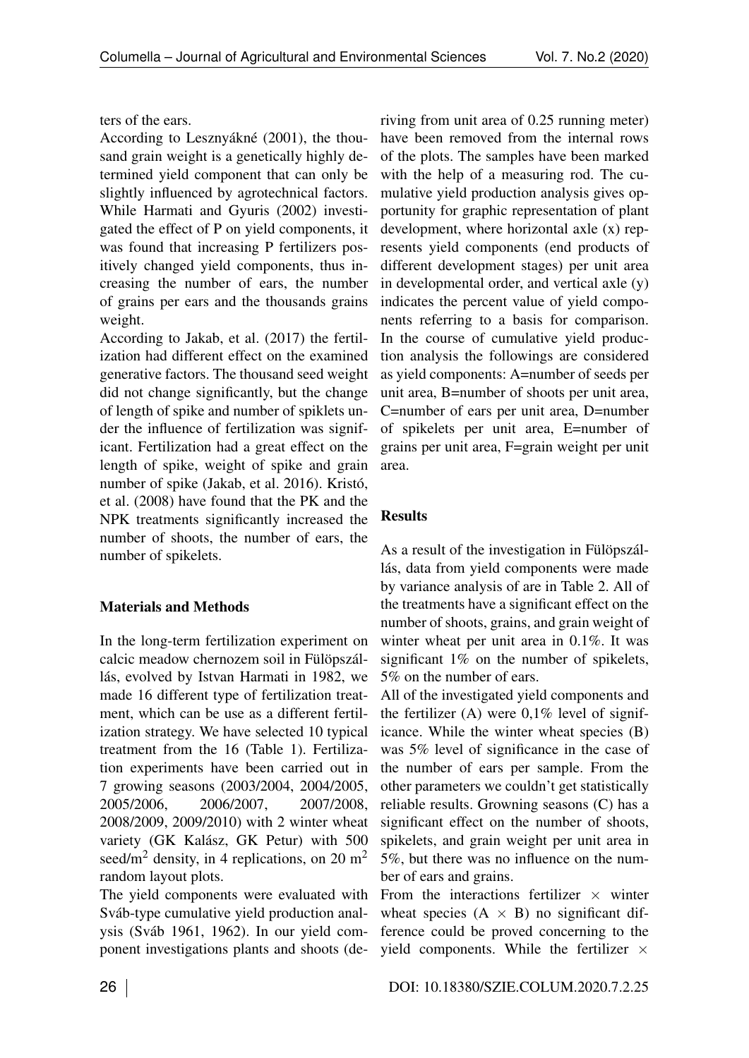ters of the ears.

According to Lesznyákné (2001), the thousand grain weight is a genetically highly determined yield component that can only be slightly influenced by agrotechnical factors. While Harmati and Gyuris (2002) investigated the effect of P on yield components, it was found that increasing P fertilizers positively changed yield components, thus increasing the number of ears, the number of grains per ears and the thousands grains weight.

According to Jakab, et al. (2017) the fertilization had different effect on the examined generative factors. The thousand seed weight did not change significantly, but the change of length of spike and number of spiklets under the influence of fertilization was significant. Fertilization had a great effect on the length of spike, weight of spike and grain number of spike (Jakab, et al. 2016). Kristó, et al. (2008) have found that the PK and the NPK treatments significantly increased the number of shoots, the number of ears, the number of spikelets.

## Materials and Methods

In the long-term fertilization experiment on calcic meadow chernozem soil in Fülöpszállás, evolved by Istvan Harmati in 1982, we made 16 different type of fertilization treatment, which can be use as a different fertilization strategy. We have selected 10 typical treatment from the 16 (Table 1). Fertilization experiments have been carried out in 7 growing seasons (2003/2004, 2004/2005, 2005/2006, 2006/2007, 2007/2008, 2008/2009, 2009/2010) with 2 winter wheat variety (GK Kalász, GK Petur) with 500 seed/m$^2$ density, in 4 replications, on 20 m$^2$ random layout plots.

The yield components were evaluated with Sváb-type cumulative yield production analysis (Sváb 1961, 1962). In our yield component investigations plants and shoots (deriving from unit area of 0.25 running meter) have been removed from the internal rows of the plots. The samples have been marked with the help of a measuring rod. The cumulative yield production analysis gives opportunity for graphic representation of plant development, where horizontal axle (x) represents yield components (end products of different development stages) per unit area in developmental order, and vertical axle (y) indicates the percent value of yield components referring to a basis for comparison. In the course of cumulative yield production analysis the followings are considered as yield components: A=number of seeds per unit area, B=number of shoots per unit area, C=number of ears per unit area, D=number of spikelets per unit area, E=number of grains per unit area, F=grain weight per unit area.

## Results

As a result of the investigation in Fülöpszállás, data from yield components were made by variance analysis of are in Table 2. All of the treatments have a significant effect on the number of shoots, grains, and grain weight of winter wheat per unit area in 0.1%. It was significant 1% on the number of spikelets, 5% on the number of ears.

All of the investigated yield components and the fertilizer (A) were 0,1% level of significance. While the winter wheat species (B) was 5% level of significance in the case of the number of ears per sample. From the other parameters we couldn't get statistically reliable results. Growning seasons (C) has a significant effect on the number of shoots, spikelets, and grain weight per unit area in 5%, but there was no influence on the number of ears and grains.

From the interactions fertilizer × winter wheat species (A × B) no significant difference could be proved concerning to the yield components. While the fertilizer ×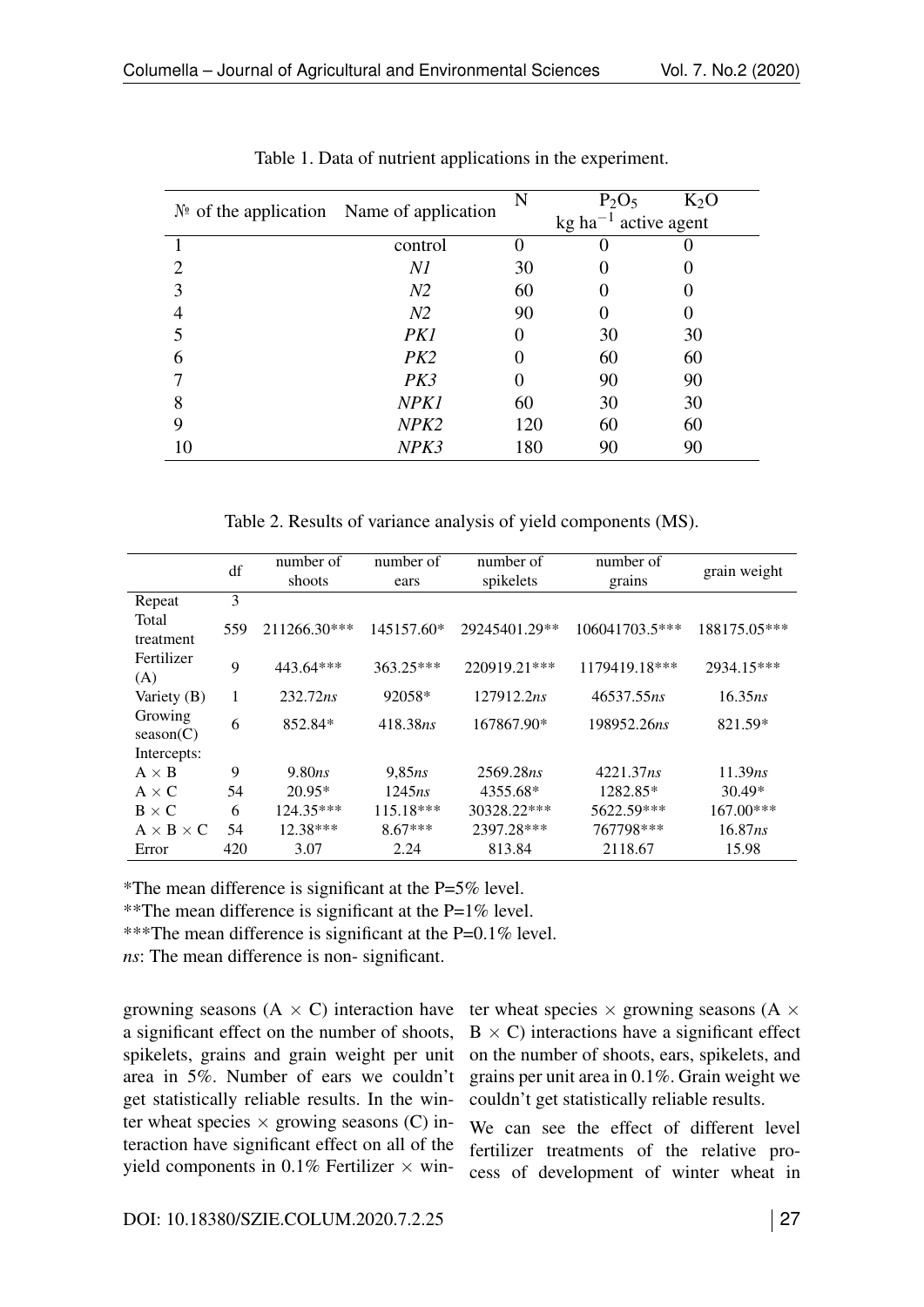Table 1. Data of nutrient applications in the experiment.

| № of the application | Name of application | N | $P_2O_5$ | $K_2O$ |
|---|---|---|---|---|
| | | kg ha$^{-1}$ active agent | | |
| 1 | control | 0 | 0 | 0 |
| 2 | *N1* | 30 | 0 | 0 |
| 3 | *N2* | 60 | 0 | 0 |
| 4 | *N2* | 90 | 0 | 0 |
| 5 | *PK1* | 0 | 30 | 30 |
| 6 | *PK2* | 0 | 60 | 60 |
| 7 | *PK3* | 0 | 90 | 90 |
| 8 | *NPK1* | 60 | 30 | 30 |
| 9 | *NPK2* | 120 | 60 | 60 |
| 10 | *NPK3* | 180 | 90 | 90 |

Table 2. Results of variance analysis of yield components (MS).

| | df | number of shoots | number of ears | number of spikelets | number of grains | grain weight |
|---|---|---|---|---|---|---|
| Repeat | 3 | | | | | |
| Total treatment | 559 | 211266.30*** | 145157.60* | 29245401.29** | 106041703.5*** | 188175.05*** |
| Fertilizer (A) | 9 | 443.64*** | 363.25*** | 220919.21*** | 1179419.18*** | 2934.15*** |
| Variety (B) | 1 | 232.72*ns* | 92058* | 127912.2*ns* | 46537.55*ns* | 16.35*ns* |
| Growing season(C) | 6 | 852.84* | 418.38*ns* | 167867.90* | 198952.26*ns* | 821.59* |
| Intercepts: | | | | | | |
| A × B | 9 | 9.80*ns* | 9,85*ns* | 2569.28*ns* | 4221.37*ns* | 11.39*ns* |
| A × C | 54 | 20.95* | 1245*ns* | 4355.68* | 1282.85* | 30.49* |
| B × C | 6 | 124.35*** | 115.18*** | 30328.22*** | 5622.59*** | 167.00*** |
| A × B × C | 54 | 12.38*** | 8.67*** | 2397.28*** | 767798*** | 16.87*ns* |
| Error | 420 | 3.07 | 2.24 | 813.84 | 2118.67 | 15.98 |

*The mean difference is significant at the P=5% level.

**The mean difference is significant at the P=1% level.

***The mean difference is significant at the P=0.1% level.

*ns*: The mean difference is non- significant.

grownning seasons (A × C) interaction have a significant effect on the number of shoots, spikelets, grains and grain weight per unit area in 5%. Number of ears we couldn't get statistically reliable results. In the winter wheat species × growing seasons (C) interaction have significant effect on all of the yield components in 0.1% Fertilizer × winter wheat species × grownning seasons (A × B × C) interactions have a significant effect on the number of shoots, ears, spikelets, and grains per unit area in 0.1%. Grain weight we couldn't get statistically reliable results.

We can see the effect of different level fertilizer treatments of the relative process of development of winter wheat in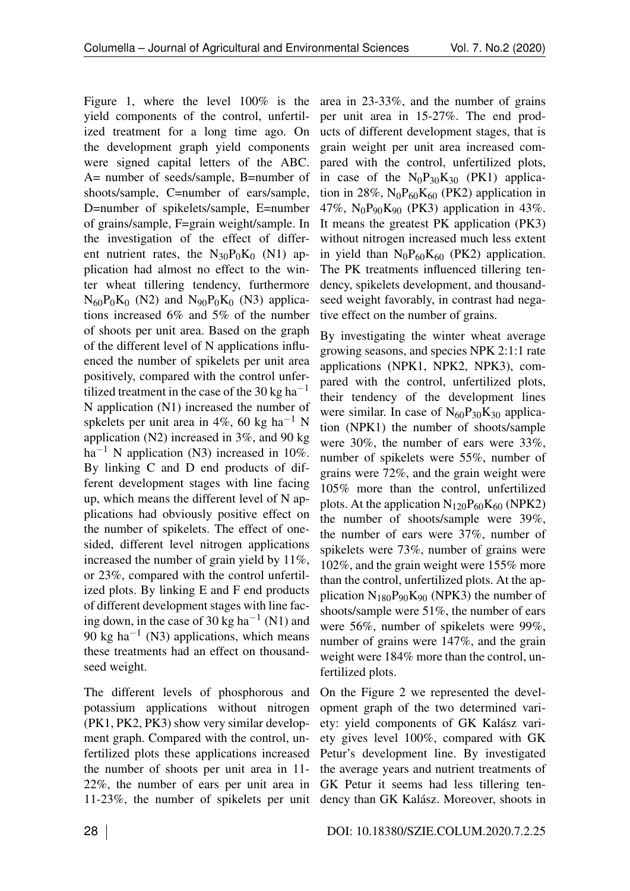Figure 1, where the level 100% is the yield components of the control, unfertilized treatment for a long time ago. On the development graph yield components were signed capital letters of the ABC. A= number of seeds/sample, B=number of shoots/sample, C=number of ears/sample, D=number of spikelets/sample, E=number of grains/sample, F=grain weight/sample. In the investigation of the effect of different nutrient rates, the $N_{30}P_0K_0$ (N1) application had almost no effect to the winter wheat tillering tendency, furthermore $N_{60}P_0K_0$ (N2) and $N_{90}P_0K_0$ (N3) applications increased 6% and 5% of the number of shoots per unit area. Based on the graph of the different level of N applications influenced the number of spikelets per unit area positively, compared with the control unfertilized treatment in the case of the 30 kg $ha^{-1}$ N application (N1) increased the number of spkelets per unit area in 4%, 60 kg $ha^{-1}$ N application (N2) increased in 3%, and 90 kg $ha^{-1}$ N application (N3) increased in 10%. By linking C and D end products of different development stages with line facing up, which means the different level of N applications had obviously positive effect on the number of spikelets. The effect of one-sided, different level nitrogen applications increased the number of grain yield by 11%, or 23%, compared with the control unfertilized plots. By linking E and F end products of different development stages with line facing down, in the case of 30 kg $ha^{-1}$ (N1) and 90 kg $ha^{-1}$ (N3) applications, which means these treatments had an effect on thousand-seed weight.

The different levels of phosphorous and potassium applications without nitrogen (PK1, PK2, PK3) show very similar development graph. Compared with the control, unfertilized plots these applications increased the number of shoots per unit area in 11-22%, the number of ears per unit area in 11-23%, the number of spikelets per unit area in 23-33%, and the number of grains per unit area in 15-27%. The end products of different development stages, that is grain weight per unit area increased compared with the control, unfertilized plots, in case of the $N_0P_{30}K_{30}$ (PK1) application in 28%, $N_0P_{60}K_{60}$ (PK2) application in 47%, $N_0P_{90}K_{90}$ (PK3) application in 43%. It means the greatest PK application (PK3) without nitrogen increased much less extent in yield than $N_0P_{60}K_{60}$ (PK2) application. The PK treatments influenced tillering tendency, spikelets development, and thousand-seed weight favorably, in contrast had negative effect on the number of grains.

By investigating the winter wheat average growing seasons, and species NPK 2:1:1 rate applications (NPK1, NPK2, NPK3), compared with the control, unfertilized plots, their tendency of the development lines were similar. In case of $N_{60}P_{30}K_{30}$ application (NPK1) the number of shoots/sample were 30%, the number of ears were 33%, number of spikelets were 55%, number of grains were 72%, and the grain weight were 105% more than the control, unfertilized plots. At the application $N_{120}P_{60}K_{60}$ (NPK2) the number of shoots/sample were 39%, the number of ears were 37%, number of spikelets were 73%, number of grains were 102%, and the grain weight were 155% more than the control, unfertilized plots. At the application $N_{180}P_{90}K_{90}$ (NPK3) the number of shoots/sample were 51%, the number of ears were 56%, number of spikelets were 99%, number of grains were 147%, and the grain weight were 184% more than the control, unfertilized plots.

On the Figure 2 we represented the development graph of the two determined variety: yield components of GK Kalász variety gives level 100%, compared with GK Petur's development line. By investigated the average years and nutrient treatments of GK Petur it seems had less tillering tendency than GK Kalász. Moreover, shoots in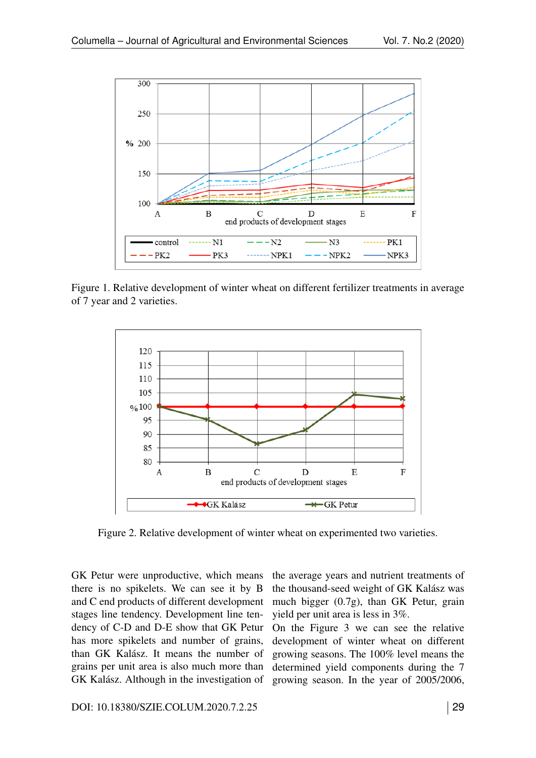Figure 1. Relative development of winter wheat on different fertilizer treatments in average of 7 year and 2 varieties.

Figure 2. Relative development of winter wheat on experimented two varieties.

GK Petur were unproductive, which means there is no spikelets. We can see it by B and C end products of different development stages line tendency. Development line tendency of C-D and D-E show that GK Petur has more spikelets and number of grains, than GK Kalász. It means the number of grains per unit area is also much more than GK Kalász. Although in the investigation of the average years and nutrient treatments of the thousand-seed weight of GK Kalász was much bigger (0.7g), than GK Petur, grain yield per unit area is less in 3%.

On the Figure 3 we can see the relative development of winter wheat on different growing seasons. The 100% level means the determined yield components during the 7 growing season. In the year of 2005/2006,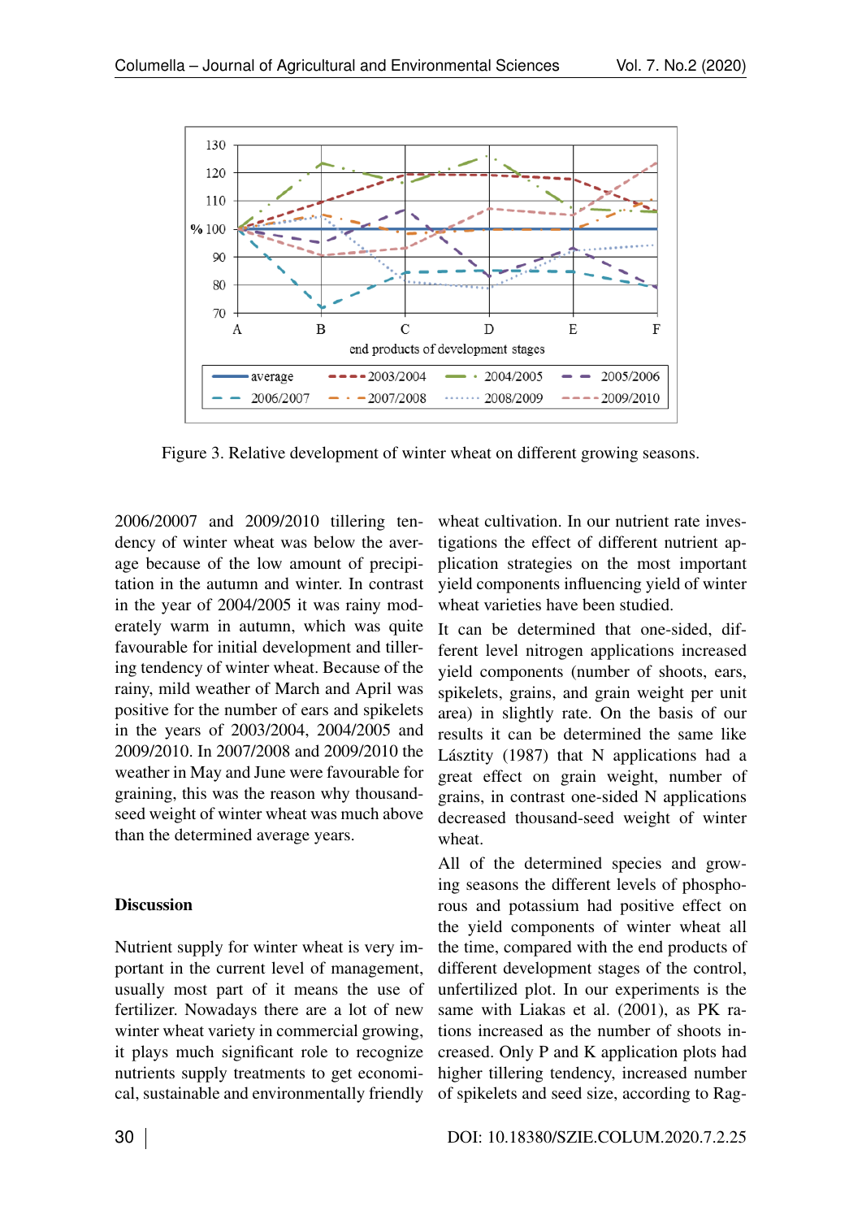Figure 3. Relative development of winter wheat on different growing seasons.

2006/20007 and 2009/2010 tillering tendency of winter wheat was below the average because of the low amount of precipitation in the autumn and winter. In contrast in the year of 2004/2005 it was rainy moderately warm in autumn, which was quite favourable for initial development and tillering tendency of winter wheat. Because of the rainy, mild weather of March and April was positive for the number of ears and spikelets in the years of 2003/2004, 2004/2005 and 2009/2010. In 2007/2008 and 2009/2010 the weather in May and June were favourable for graining, this was the reason why thousand-seed weight of winter wheat was much above than the determined average years.

## Discussion

Nutrient supply for winter wheat is very important in the current level of management, usually most part of it means the use of fertilizer. Nowadays there are a lot of new winter wheat variety in commercial growing, it plays much significant role to recognize nutrients supply treatments to get economical, sustainable and environmentally friendly wheat cultivation. In our nutrient rate investigations the effect of different nutrient application strategies on the most important yield components influencing yield of winter wheat varieties have been studied.

It can be determined that one-sided, different level nitrogen applications increased yield components (number of shoots, ears, spikelets, grains, and grain weight per unit area) in slightly rate. On the basis of our results it can be determined the same like Lásztity (1987) that N applications had a great effect on grain weight, number of grains, in contrast one-sided N applications decreased thousand-seed weight of winter wheat.

All of the determined species and growing seasons the different levels of phosphorous and potassium had positive effect on the yield components of winter wheat all the time, compared with the end products of different development stages of the control, unfertilized plot. In our experiments is the same with Liakas et al. (2001), as PK rations increased as the number of shoots increased. Only P and K application plots had higher tillering tendency, increased number of spikelets and seed size, according to Rag-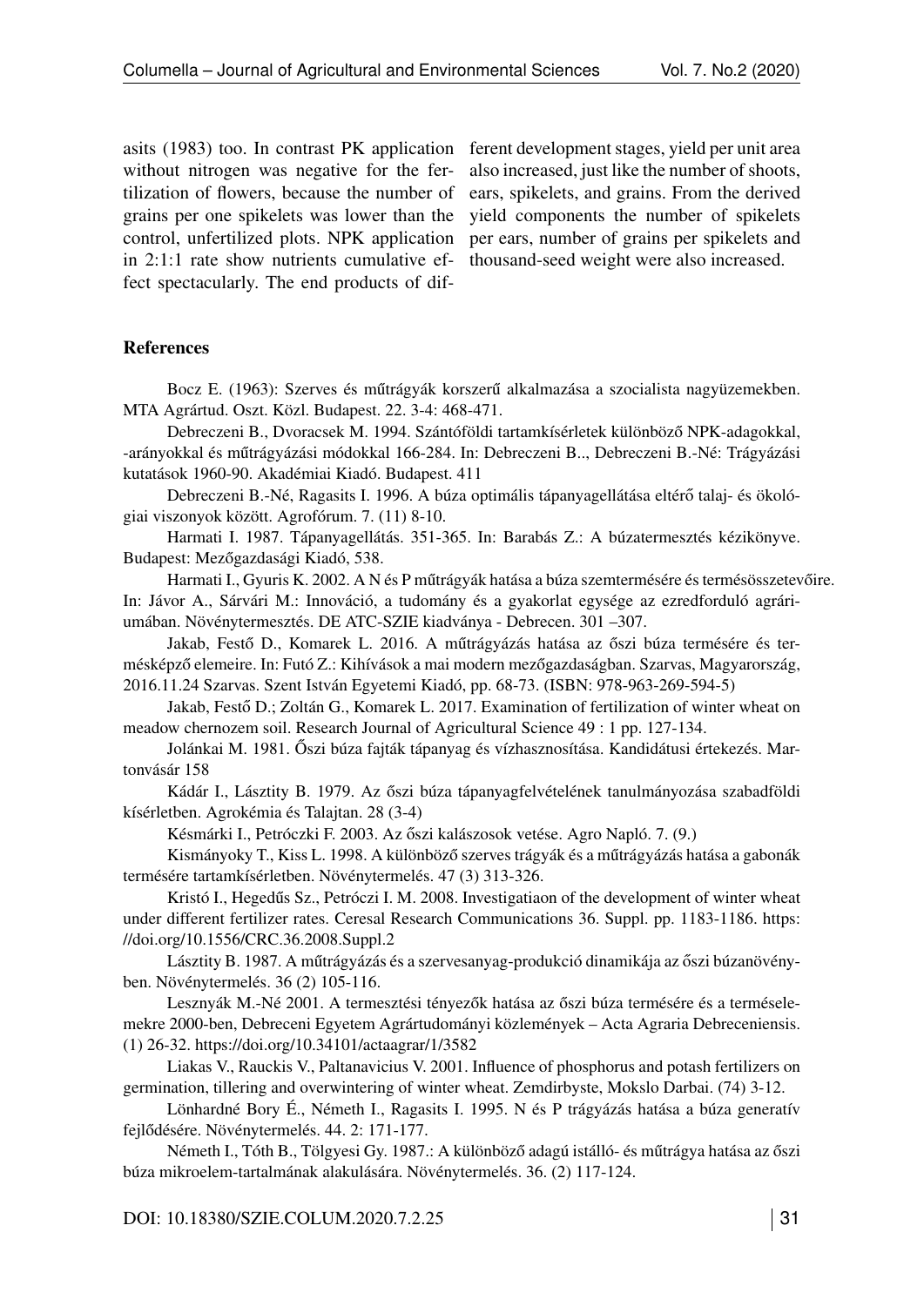asits (1983) too. In contrast PK application without nitrogen was negative for the fertilization of flowers, because the number of grains per one spikelets was lower than the control, unfertilized plots. NPK application in 2:1:1 rate show nutrients cumulative effect spectacularly. The end products of different development stages, yield per unit area also increased, just like the number of shoots, ears, spikelets, and grains. From the derived yield components the number of spikelets per ears, number of grains per spikelets and thousand-seed weight were also increased.

### References

Bocz E. (1963): Szerves és műtrágyák korszerű alkalmazása a szocialista nagyüzemekben. MTA Agrártud. Oszt. Közl. Budapest. 22. 3-4: 468-471.

Debreczeni B., Dvoracsek M. 1994. Szántóföldi tartamkísérletek különböző NPK-adagokkal, -arányokkal és műtrágyázási módokkal 166-284. In: Debreczeni B.., Debreczeni B.-Né: Trágyázási kutatások 1960-90. Akadémiai Kiadó. Budapest. 411

Debreczeni B.-Né, Ragasits I. 1996. A búza optimális tápanyagellátása eltérő talaj- és ökológiai viszonyok között. Agrofórum. 7. (11) 8-10.

Harmati I. 1987. Tápanyagellátás. 351-365. In: Barabás Z.: A búzatermesztés kézikönyve. Budapest: Mezőgazdasági Kiadó, 538.

Harmati I., Gyuris K. 2002. A N és P műtrágyák hatása a búza szemtermésére és termésösszetevőire. In: Jávor A., Sárvári M.: Innováció, a tudomány és a gyakorlat egysége az ezredforduló agráriumában. Növénytermesztés. DE ATC-SZIE kiadványa - Debrecen. 301 –307.

Jakab, Festő D., Komarek L. 2016. A műtrágyázás hatása az őszi búza termésére és termésképző elemeire. In: Futó Z.: Kihívások a mai modern mezőgazdaságban. Szarvas, Magyarország, 2016.11.24 Szarvas. Szent István Egyetemi Kiadó, pp. 68-73. (ISBN: 978-963-269-594-5)

Jakab, Festő D.; Zoltán G., Komarek L. 2017. Examination of fertilization of winter wheat on meadow chernozem soil. Research Journal of Agricultural Science 49 : 1 pp. 127-134.

Jolánkai M. 1981. Őszi búza fajták tápanyag és vízhasznosítása. Kandidátusi értekezés. Martonvásár 158

Kádár I., Lásztity B. 1979. Az őszi búza tápanyagfelvételének tanulmányozása szabadföldi kísérletben. Agrokémia és Talajtan. 28 (3-4)

Késmárki I., Petróczki F. 2003. Az őszi kalászosok vetése. Agro Napló. 7. (9.)

Kismányoky T., Kiss L. 1998. A különböző szerves trágyák és a műtrágyázás hatása a gabonák termésére tartamkísérletben. Növénytermelés. 47 (3) 313-326.

Kristó I., Hegedűs Sz., Petróczi I. M. 2008. Investigatiaon of the development of winter wheat under different fertilizer rates. Ceresal Research Communications 36. Suppl. pp. 1183-1186. https://doi.org/10.1556/CRC.36.2008.Suppl.2

Lásztity B. 1987. A műtrágyázás és a szervesanyag-produkció dinamikája az őszi búzanövényben. Növénytermelés. 36 (2) 105-116.

Lesznyák M.-Né 2001. A termesztési tényezők hatása az őszi búza termésére és a terméselemekre 2000-ben, Debreceni Egyetem Agrártudományi közlemények – Acta Agraria Debreceniensis. (1) 26-32. https://doi.org/10.34101/actaagrar/1/3582

Liakas V., Rauckis V., Paltanavicius V. 2001. Influence of phosphorus and potash fertilizers on germination, tillering and overwintering of winter wheat. Zemdirbyste, Mokslo Darbai. (74) 3-12.

Lönhardné Bory É., Németh I., Ragasits I. 1995. N és P trágyázás hatása a búza generatív fejlődésére. Növénytermelés. 44. 2: 171-177.

Németh I., Tóth B., Tölgyesi Gy. 1987.: A különböző adagú istálló- és műtrágya hatása az őszi búza mikroelem-tartalmának alakulására. Növénytermelés. 36. (2) 117-124.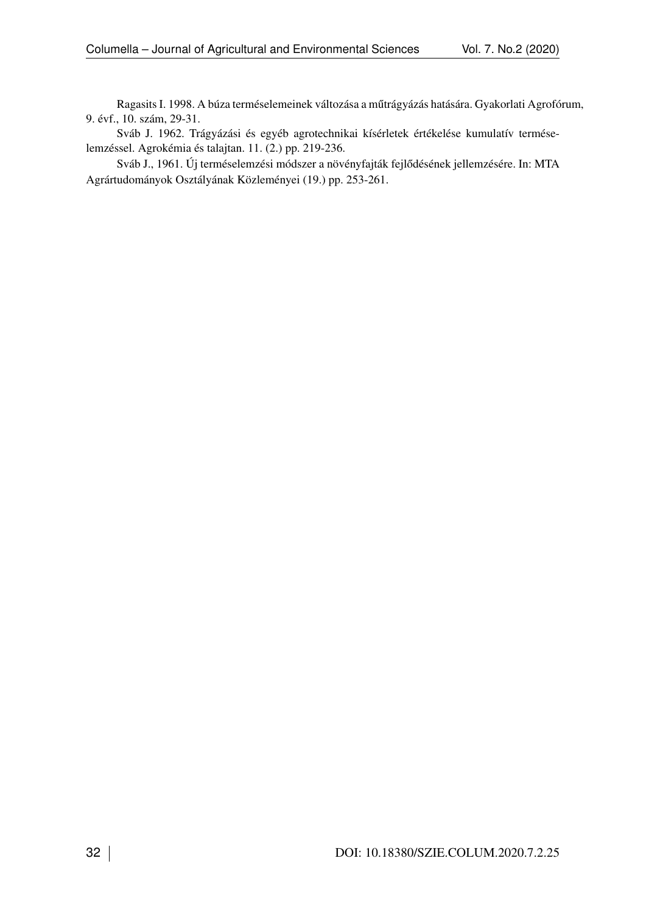Ragasits I. 1998. A búza terméselemeinek változása a műtrágyázás hatására. Gyakorlati Agrofórum, 9. évf., 10. szám, 29-31.

Sváb J. 1962. Trágyázási és egyéb agrotechnikai kísérletek értékelése kumulatív terméselemzéssel. Agrokémia és talajtan. 11. (2.) pp. 219-236.

Sváb J., 1961. Új terméselemzési módszer a növényfajták fejlődésének jellemzésére. In: MTA Agrártudományok Osztályának Közleményei (19.) pp. 253-261.